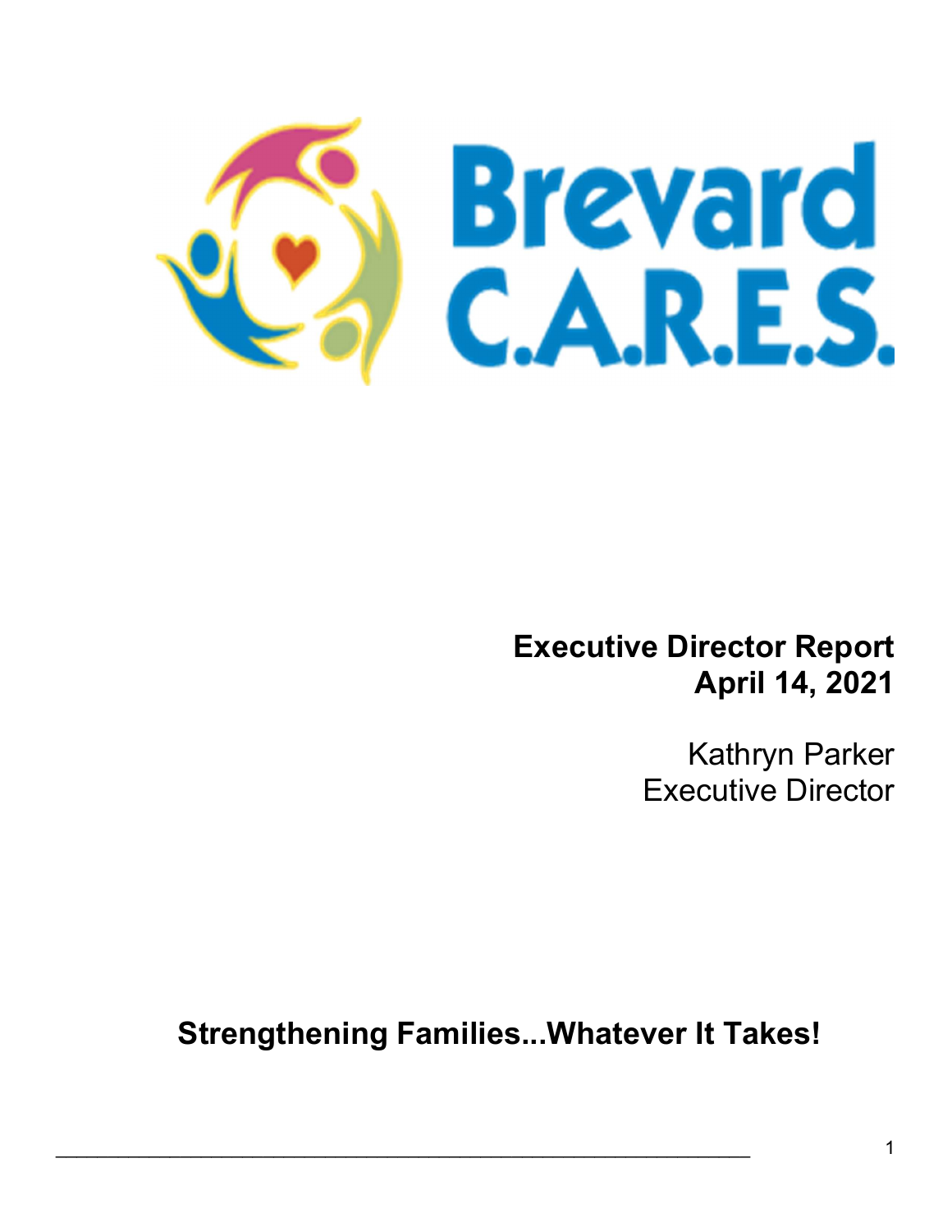# Brevard C.A.R.E.S.

**Executive Director Report**
**April 14, 2021**

Kathryn Parker
Executive Director

**Strengthening Families...Whatever It Takes!**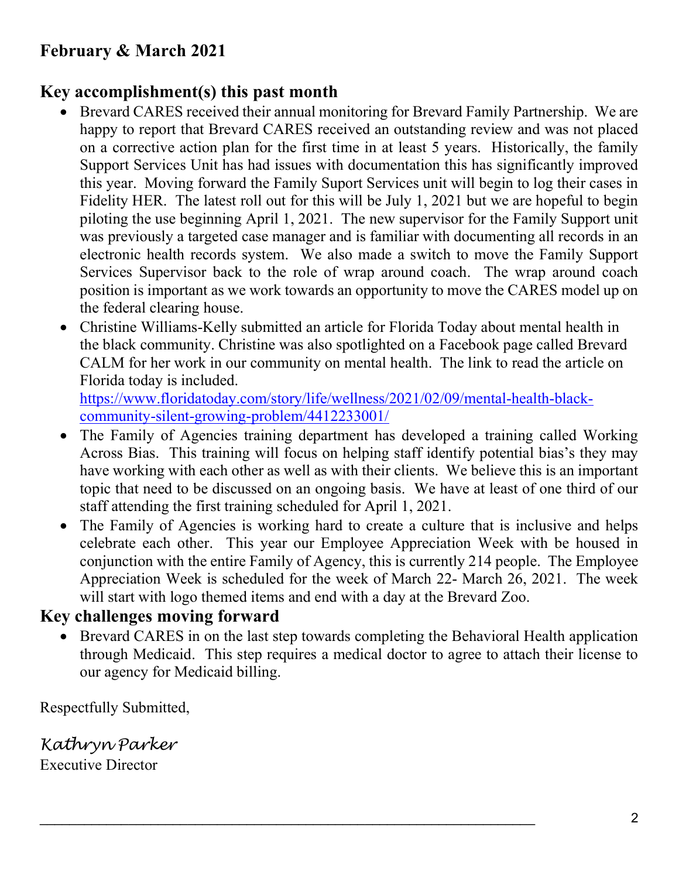## February & March 2021

## Key accomplishment(s) this past month

- Brevard CARES received their annual monitoring for Brevard Family Partnership. We are happy to report that Brevard CARES received an outstanding review and was not placed on a corrective action plan for the first time in at least 5 years. Historically, the family Support Services Unit has had issues with documentation this has significantly improved this year. Moving forward the Family Suport Services unit will begin to log their cases in Fidelity HER. The latest roll out for this will be July 1, 2021 but we are hopeful to begin piloting the use beginning April 1, 2021. The new supervisor for the Family Support unit was previously a targeted case manager and is familiar with documenting all records in an electronic health records system. We also made a switch to move the Family Support Services Supervisor back to the role of wrap around coach. The wrap around coach position is important as we work towards an opportunity to move the CARES model up on the federal clearing house.
- Christine Williams-Kelly submitted an article for Florida Today about mental health in the black community. Christine was also spotlighted on a Facebook page called Brevard CALM for her work in our community on mental health. The link to read the article on Florida today is included. https://www.floridatoday.com/story/life/wellness/2021/02/09/mental-health-black-community-silent-growing-problem/4412233001/
- The Family of Agencies training department has developed a training called Working Across Bias. This training will focus on helping staff identify potential bias's they may have working with each other as well as with their clients. We believe this is an important topic that need to be discussed on an ongoing basis. We have at least of one third of our staff attending the first training scheduled for April 1, 2021.
- The Family of Agencies is working hard to create a culture that is inclusive and helps celebrate each other. This year our Employee Appreciation Week with be housed in conjunction with the entire Family of Agency, this is currently 214 people. The Employee Appreciation Week is scheduled for the week of March 22- March 26, 2021. The week will start with logo themed items and end with a day at the Brevard Zoo.

## Key challenges moving forward

- Brevard CARES in on the last step towards completing the Behavioral Health application through Medicaid. This step requires a medical doctor to agree to attach their license to our agency for Medicaid billing.

Respectfully Submitted,

*Kathryn Parker*
Executive Director